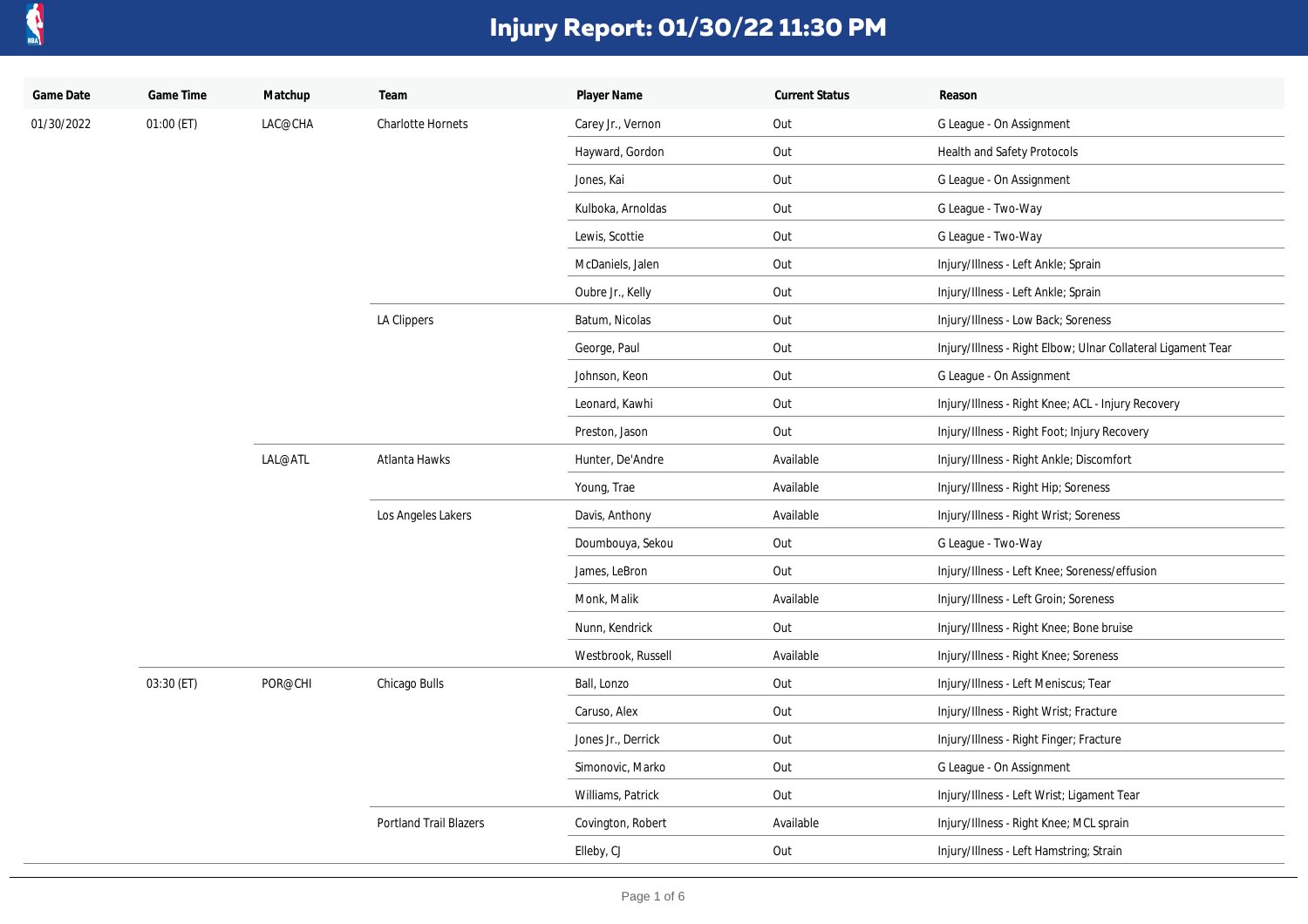# Injury Report: 01/30/22 11:30 PM

| Game Date | Game Time | Matchup | Team | Player Name | Current Status | Reason |
|---|---|---|---|---|---|---|
| 01/30/2022 | 01:00 (ET) | LAC@CHA | Charlotte Hornets | Carey Jr., Vernon | Out | G League - On Assignment |
| | | | | Hayward, Gordon | Out | Health and Safety Protocols |
| | | | | Jones, Kai | Out | G League - On Assignment |
| | | | | Kulboka, Arnoldas | Out | G League - Two-Way |
| | | | | Lewis, Scottie | Out | G League - Two-Way |
| | | | | McDaniels, Jalen | Out | Injury/Illness - Left Ankle; Sprain |
| | | | | Oubre Jr., Kelly | Out | Injury/Illness - Left Ankle; Sprain |
| | | | LA Clippers | Batum, Nicolas | Out | Injury/Illness - Low Back; Soreness |
| | | | | George, Paul | Out | Injury/Illness - Right Elbow; Ulnar Collateral Ligament Tear |
| | | | | Johnson, Keon | Out | G League - On Assignment |
| | | | | Leonard, Kawhi | Out | Injury/Illness - Right Knee; ACL - Injury Recovery |
| | | | | Preston, Jason | Out | Injury/Illness - Right Foot; Injury Recovery |
| | | LAL@ATL | Atlanta Hawks | Hunter, De'Andre | Available | Injury/Illness - Right Ankle; Discomfort |
| | | | | Young, Trae | Available | Injury/Illness - Right Hip; Soreness |
| | | | Los Angeles Lakers | Davis, Anthony | Available | Injury/Illness - Right Wrist; Soreness |
| | | | | Doumbouya, Sekou | Out | G League - Two-Way |
| | | | | James, LeBron | Out | Injury/Illness - Left Knee; Soreness/effusion |
| | | | | Monk, Malik | Available | Injury/Illness - Left Groin; Soreness |
| | | | | Nunn, Kendrick | Out | Injury/Illness - Right Knee; Bone bruise |
| | | | | Westbrook, Russell | Available | Injury/Illness - Right Knee; Soreness |
| | 03:30 (ET) | POR@CHI | Chicago Bulls | Ball, Lonzo | Out | Injury/Illness - Left Meniscus; Tear |
| | | | | Caruso, Alex | Out | Injury/Illness - Right Wrist; Fracture |
| | | | | Jones Jr., Derrick | Out | Injury/Illness - Right Finger; Fracture |
| | | | | Simonovic, Marko | Out | G League - On Assignment |
| | | | | Williams, Patrick | Out | Injury/Illness - Left Wrist; Ligament Tear |
| | | | Portland Trail Blazers | Covington, Robert | Available | Injury/Illness - Right Knee; MCL sprain |
| | | | | Elleby, CJ | Out | Injury/Illness - Left Hamstring; Strain |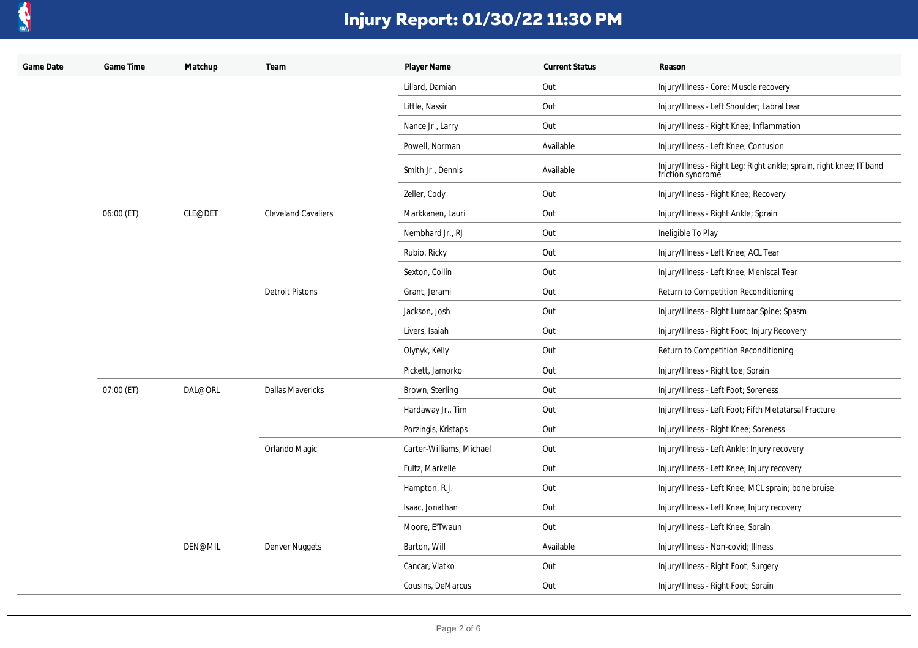# Injury Report: 01/30/22 11:30 PM

| Game Date | Game Time | Matchup | Team | Player Name | Current Status | Reason |
| --- | --- | --- | --- | --- | --- | --- |
| | | | | Lillard, Damian | Out | Injury/Illness - Core; Muscle recovery |
| | | | | Little, Nassir | Out | Injury/Illness - Left Shoulder; Labral tear |
| | | | | Nance Jr., Larry | Out | Injury/Illness - Right Knee; Inflammation |
| | | | | Powell, Norman | Available | Injury/Illness - Left Knee; Contusion |
| | | | | Smith Jr., Dennis | Available | Injury/Illness - Right Leg; Right ankle; sprain, right knee; IT band friction syndrome |
| | | | | Zeller, Cody | Out | Injury/Illness - Right Knee; Recovery |
| | 06:00 (ET) | CLE@DET | Cleveland Cavaliers | Markkanen, Lauri | Out | Injury/Illness - Right Ankle; Sprain |
| | | | | Nembhard Jr., RJ | Out | Ineligible To Play |
| | | | | Rubio, Ricky | Out | Injury/Illness - Left Knee; ACL Tear |
| | | | | Sexton, Collin | Out | Injury/Illness - Left Knee; Meniscal Tear |
| | | | Detroit Pistons | Grant, Jerami | Out | Return to Competition Reconditioning |
| | | | | Jackson, Josh | Out | Injury/Illness - Right Lumbar Spine; Spasm |
| | | | | Livers, Isaiah | Out | Injury/Illness - Right Foot; Injury Recovery |
| | | | | Olynyk, Kelly | Out | Return to Competition Reconditioning |
| | | | | Pickett, Jamorko | Out | Injury/Illness - Right toe; Sprain |
| | 07:00 (ET) | DAL@ORL | Dallas Mavericks | Brown, Sterling | Out | Injury/Illness - Left Foot; Soreness |
| | | | | Hardaway Jr., Tim | Out | Injury/Illness - Left Foot; Fifth Metatarsal Fracture |
| | | | | Porzingis, Kristaps | Out | Injury/Illness - Right Knee; Soreness |
| | | | Orlando Magic | Carter-Williams, Michael | Out | Injury/Illness - Left Ankle; Injury recovery |
| | | | | Fultz, Markelle | Out | Injury/Illness - Left Knee; Injury recovery |
| | | | | Hampton, R.J. | Out | Injury/Illness - Left Knee; MCL sprain; bone bruise |
| | | | | Isaac, Jonathan | Out | Injury/Illness - Left Knee; Injury recovery |
| | | | | Moore, E'Twaun | Out | Injury/Illness - Left Knee; Sprain |
| | | DEN@MIL | Denver Nuggets | Barton, Will | Available | Injury/Illness - Non-covid; Illness |
| | | | | Cancar, Vlatko | Out | Injury/Illness - Right Foot; Surgery |
| | | | | Cousins, DeMarcus | Out | Injury/Illness - Right Foot; Sprain |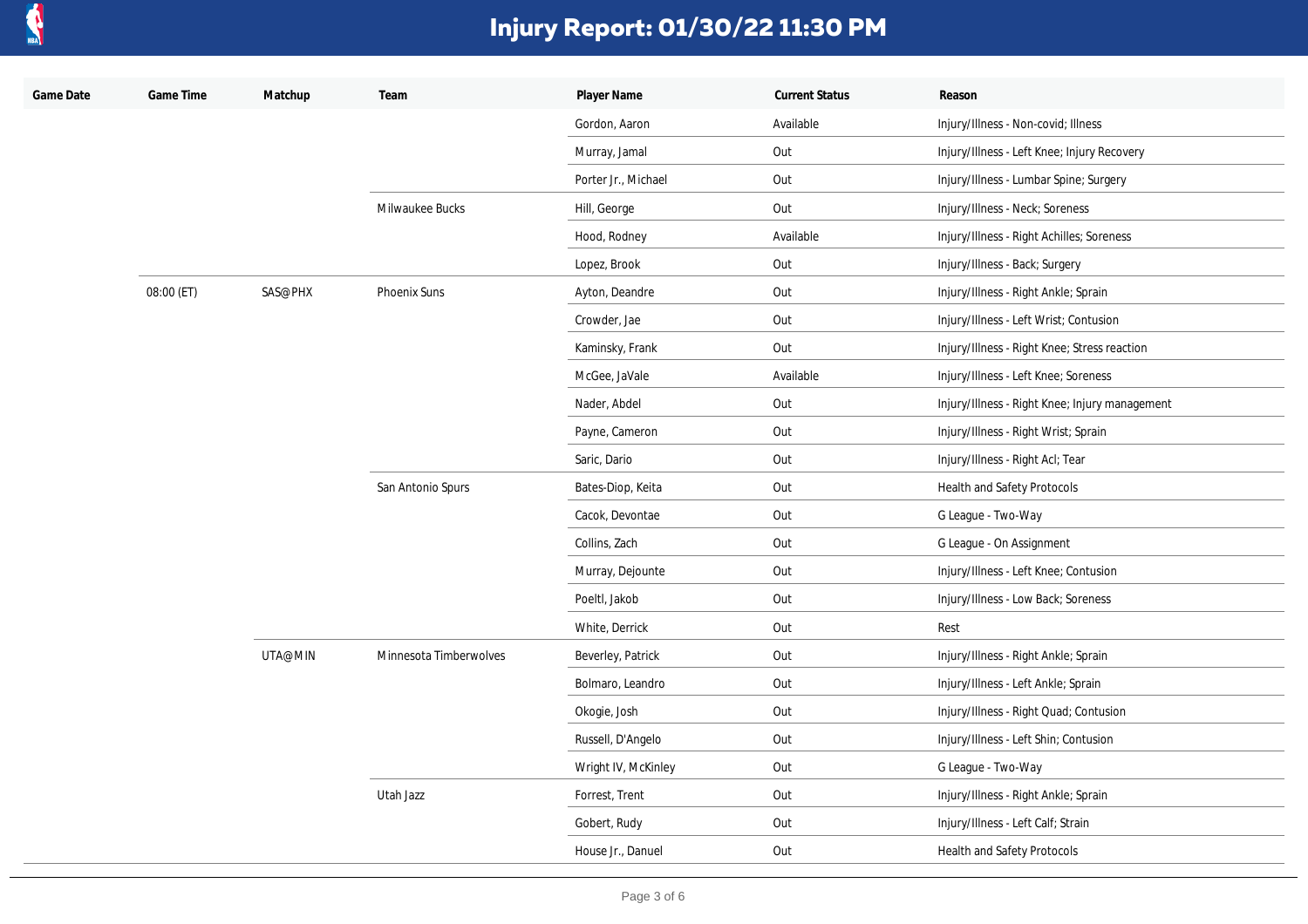# Injury Report: 01/30/22 11:30 PM

| Game Date | Game Time | Matchup | Team | Player Name | Current Status | Reason |
|---|---|---|---|---|---|---|
| | | | | Gordon, Aaron | Available | Injury/Illness - Non-covid; Illness |
| | | | | Murray, Jamal | Out | Injury/Illness - Left Knee; Injury Recovery |
| | | | | Porter Jr., Michael | Out | Injury/Illness - Lumbar Spine; Surgery |
| | | | Milwaukee Bucks | Hill, George | Out | Injury/Illness - Neck; Soreness |
| | | | | Hood, Rodney | Available | Injury/Illness - Right Achilles; Soreness |
| | | | | Lopez, Brook | Out | Injury/Illness - Back; Surgery |
| | 08:00 (ET) | SAS@PHX | Phoenix Suns | Ayton, Deandre | Out | Injury/Illness - Right Ankle; Sprain |
| | | | | Crowder, Jae | Out | Injury/Illness - Left Wrist; Contusion |
| | | | | Kaminsky, Frank | Out | Injury/Illness - Right Knee; Stress reaction |
| | | | | McGee, JaVale | Available | Injury/Illness - Left Knee; Soreness |
| | | | | Nader, Abdel | Out | Injury/Illness - Right Knee; Injury management |
| | | | | Payne, Cameron | Out | Injury/Illness - Right Wrist; Sprain |
| | | | | Saric, Dario | Out | Injury/Illness - Right Acl; Tear |
| | | | San Antonio Spurs | Bates-Diop, Keita | Out | Health and Safety Protocols |
| | | | | Cacok, Devontae | Out | G League - Two-Way |
| | | | | Collins, Zach | Out | G League - On Assignment |
| | | | | Murray, Dejounte | Out | Injury/Illness - Left Knee; Contusion |
| | | | | Poeltl, Jakob | Out | Injury/Illness - Low Back; Soreness |
| | | | | White, Derrick | Out | Rest |
| | | UTA@MIN | Minnesota Timberwolves | Beverley, Patrick | Out | Injury/Illness - Right Ankle; Sprain |
| | | | | Bolmaro, Leandro | Out | Injury/Illness - Left Ankle; Sprain |
| | | | | Okogie, Josh | Out | Injury/Illness - Right Quad; Contusion |
| | | | | Russell, D'Angelo | Out | Injury/Illness - Left Shin; Contusion |
| | | | | Wright IV, McKinley | Out | G League - Two-Way |
| | | | Utah Jazz | Forrest, Trent | Out | Injury/Illness - Right Ankle; Sprain |
| | | | | Gobert, Rudy | Out | Injury/Illness - Left Calf; Strain |
| | | | | House Jr., Danuel | Out | Health and Safety Protocols |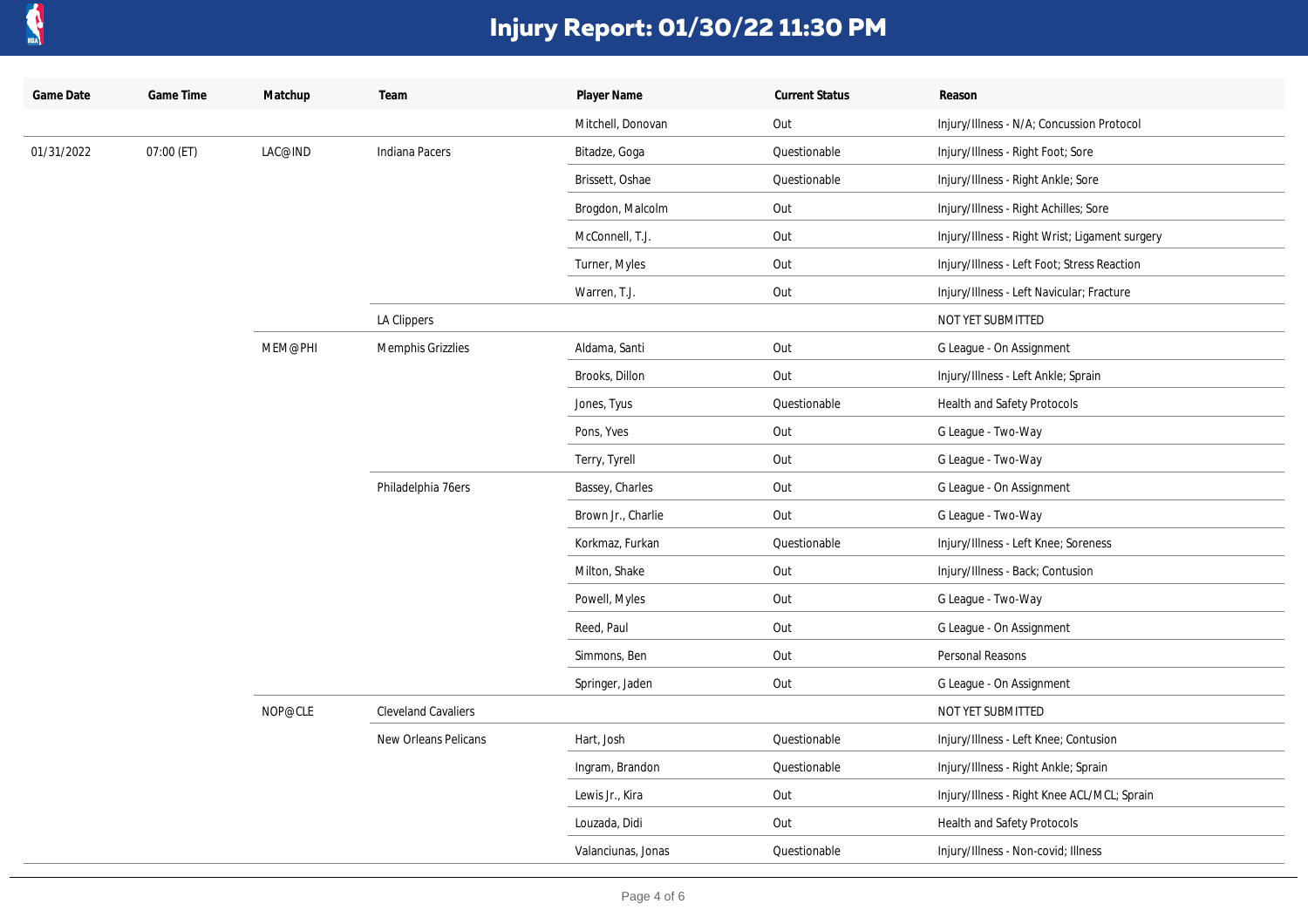# Injury Report: 01/30/22 11:30 PM

| Game Date | Game Time | Matchup | Team | Player Name | Current Status | Reason |
|---|---|---|---|---|---|---|
| | | | | Mitchell, Donovan | Out | Injury/Illness - N/A; Concussion Protocol |
| 01/31/2022 | 07:00 (ET) | LAC@IND | Indiana Pacers | Bitadze, Goga | Questionable | Injury/Illness - Right Foot; Sore |
| | | | | Brissett, Oshae | Questionable | Injury/Illness - Right Ankle; Sore |
| | | | | Brogdon, Malcolm | Out | Injury/Illness - Right Achilles; Sore |
| | | | | McConnell, T.J. | Out | Injury/Illness - Right Wrist; Ligament surgery |
| | | | | Turner, Myles | Out | Injury/Illness - Left Foot; Stress Reaction |
| | | | | Warren, T.J. | Out | Injury/Illness - Left Navicular; Fracture |
| | | | LA Clippers | | | NOT YET SUBMITTED |
| | | MEM@PHI | Memphis Grizzlies | Aldama, Santi | Out | G League - On Assignment |
| | | | | Brooks, Dillon | Out | Injury/Illness - Left Ankle; Sprain |
| | | | | Jones, Tyus | Questionable | Health and Safety Protocols |
| | | | | Pons, Yves | Out | G League - Two-Way |
| | | | | Terry, Tyrell | Out | G League - Two-Way |
| | | | Philadelphia 76ers | Bassey, Charles | Out | G League - On Assignment |
| | | | | Brown Jr., Charlie | Out | G League - Two-Way |
| | | | | Korkmaz, Furkan | Questionable | Injury/Illness - Left Knee; Soreness |
| | | | | Milton, Shake | Out | Injury/Illness - Back; Contusion |
| | | | | Powell, Myles | Out | G League - Two-Way |
| | | | | Reed, Paul | Out | G League - On Assignment |
| | | | | Simmons, Ben | Out | Personal Reasons |
| | | | | Springer, Jaden | Out | G League - On Assignment |
| | | NOP@CLE | Cleveland Cavaliers | | | NOT YET SUBMITTED |
| | | | New Orleans Pelicans | Hart, Josh | Questionable | Injury/Illness - Left Knee; Contusion |
| | | | | Ingram, Brandon | Questionable | Injury/Illness - Right Ankle; Sprain |
| | | | | Lewis Jr., Kira | Out | Injury/Illness - Right Knee ACL/MCL; Sprain |
| | | | | Louzada, Didi | Out | Health and Safety Protocols |
| | | | | Valanciunas, Jonas | Questionable | Injury/Illness - Non-covid; Illness |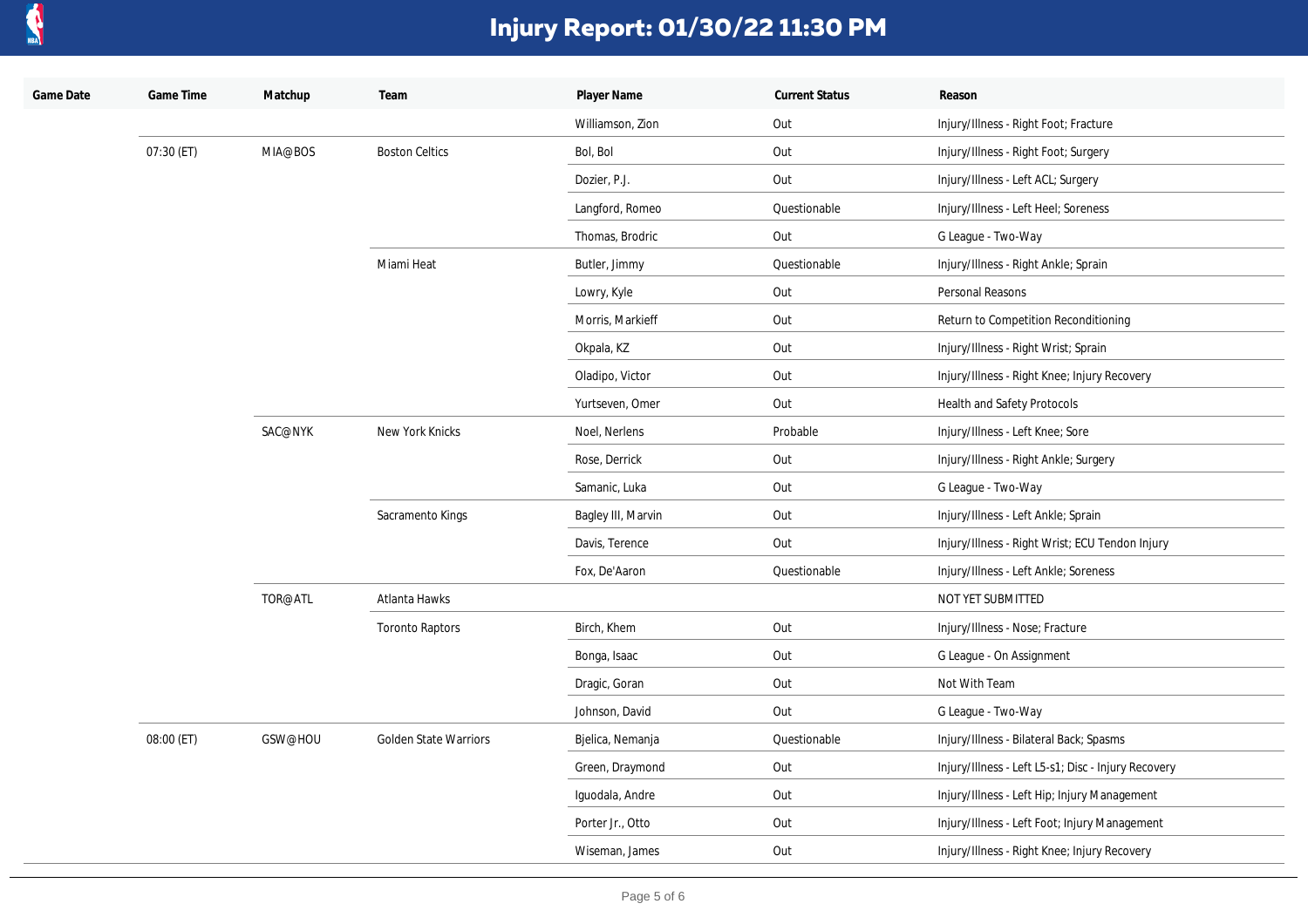# Injury Report: 01/30/22 11:30 PM

| Game Date | Game Time | Matchup | Team | Player Name | Current Status | Reason |
|---|---|---|---|---|---|---|
| | | | | Williamson, Zion | Out | Injury/Illness - Right Foot; Fracture |
| | 07:30 (ET) | MIA@BOS | Boston Celtics | Bol, Bol | Out | Injury/Illness - Right Foot; Surgery |
| | | | | Dozier, P.J. | Out | Injury/Illness - Left ACL; Surgery |
| | | | | Langford, Romeo | Questionable | Injury/Illness - Left Heel; Soreness |
| | | | | Thomas, Brodric | Out | G League - Two-Way |
| | | | Miami Heat | Butler, Jimmy | Questionable | Injury/Illness - Right Ankle; Sprain |
| | | | | Lowry, Kyle | Out | Personal Reasons |
| | | | | Morris, Markieff | Out | Return to Competition Reconditioning |
| | | | | Okpala, KZ | Out | Injury/Illness - Right Wrist; Sprain |
| | | | | Oladipo, Victor | Out | Injury/Illness - Right Knee; Injury Recovery |
| | | | | Yurtseven, Omer | Out | Health and Safety Protocols |
| | | SAC@NYK | New York Knicks | Noel, Nerlens | Probable | Injury/Illness - Left Knee; Sore |
| | | | | Rose, Derrick | Out | Injury/Illness - Right Ankle; Surgery |
| | | | | Samanic, Luka | Out | G League - Two-Way |
| | | | Sacramento Kings | Bagley III, Marvin | Out | Injury/Illness - Left Ankle; Sprain |
| | | | | Davis, Terence | Out | Injury/Illness - Right Wrist; ECU Tendon Injury |
| | | | | Fox, De'Aaron | Questionable | Injury/Illness - Left Ankle; Soreness |
| | | TOR@ATL | Atlanta Hawks | | | NOT YET SUBMITTED |
| | | | Toronto Raptors | Birch, Khem | Out | Injury/Illness - Nose; Fracture |
| | | | | Bonga, Isaac | Out | G League - On Assignment |
| | | | | Dragic, Goran | Out | Not With Team |
| | | | | Johnson, David | Out | G League - Two-Way |
| | 08:00 (ET) | GSW@HOU | Golden State Warriors | Bjelica, Nemanja | Questionable | Injury/Illness - Bilateral Back; Spasms |
| | | | | Green, Draymond | Out | Injury/Illness - Left L5-s1; Disc - Injury Recovery |
| | | | | Iguodala, Andre | Out | Injury/Illness - Left Hip; Injury Management |
| | | | | Porter Jr., Otto | Out | Injury/Illness - Left Foot; Injury Management |
| | | | | Wiseman, James | Out | Injury/Illness - Right Knee; Injury Recovery |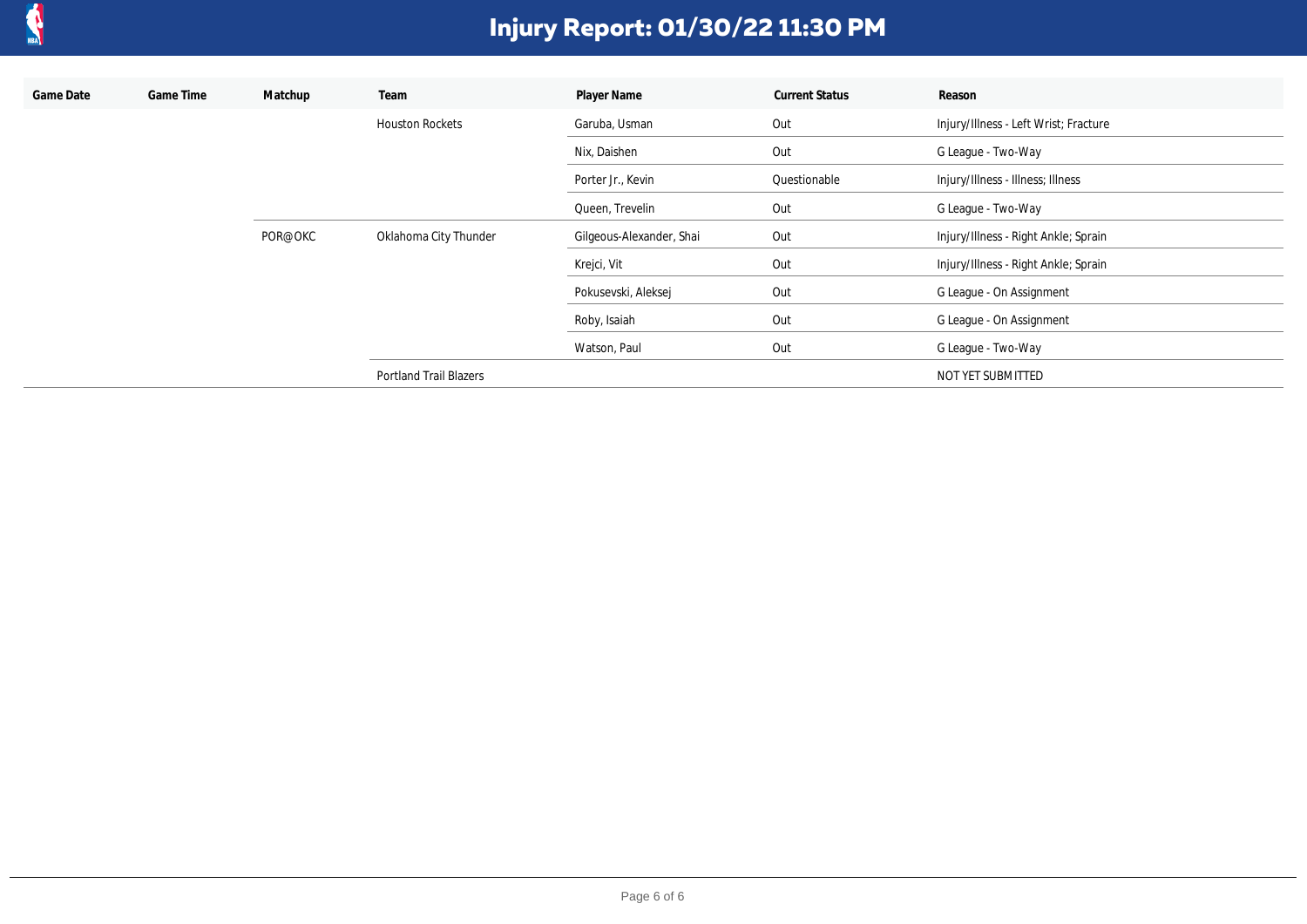# Injury Report: 01/30/22 11:30 PM

| Game Date | Game Time | Matchup | Team | Player Name | Current Status | Reason |
|---|---|---|---|---|---|---|
| | | | Houston Rockets | Garuba, Usman | Out | Injury/Illness - Left Wrist; Fracture |
| | | | | Nix, Daishen | Out | G League - Two-Way |
| | | | | Porter Jr., Kevin | Questionable | Injury/Illness - Illness; Illness |
| | | | | Queen, Trevelin | Out | G League - Two-Way |
| | | POR@OKC | Oklahoma City Thunder | Gilgeous-Alexander, Shai | Out | Injury/Illness - Right Ankle; Sprain |
| | | | | Krejci, Vit | Out | Injury/Illness - Right Ankle; Sprain |
| | | | | Pokusevski, Aleksej | Out | G League - On Assignment |
| | | | | Roby, Isaiah | Out | G League - On Assignment |
| | | | | Watson, Paul | Out | G League - Two-Way |
| | | | Portland Trail Blazers | | | NOT YET SUBMITTED |